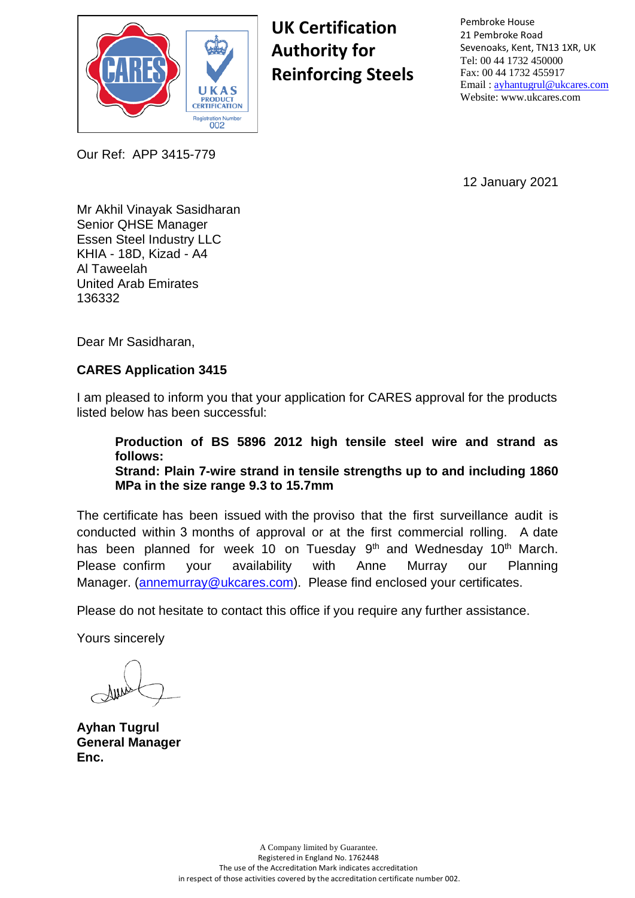**UK Certification Authority for Reinforcing Steels**

Pembroke House
21 Pembroke Road
Sevenoaks, Kent, TN13 1XR, UK
Tel: 00 44 1732 450000
Fax: 00 44 1732 455917
Email : ayhantugrul@ukcares.com
Website: www.ukcares.com

Our Ref: APP 3415-779

12 January 2021

Mr Akhil Vinayak Sasidharan
Senior QHSE Manager
Essen Steel Industry LLC
KHIA - 18D, Kizad - A4
Al Taweelah
United Arab Emirates
136332

Dear Mr Sasidharan,

**CARES Application 3415**

I am pleased to inform you that your application for CARES approval for the products listed below has been successful:

> **Production of BS 5896 2012 high tensile steel wire and strand as follows:**
> **Strand: Plain 7-wire strand in tensile strengths up to and including 1860 MPa in the size range 9.3 to 15.7mm**

The certificate has been issued with the proviso that the first surveillance audit is conducted within 3 months of approval or at the first commercial rolling. A date has been planned for week 10 on Tuesday 9th and Wednesday 10th March. Please confirm your availability with Anne Murray our Planning Manager. (annemurray@ukcares.com). Please find enclosed your certificates.

Please do not hesitate to contact this office if you require any further assistance.

Yours sincerely

**Ayhan Tugrul**
**General Manager**
**Enc.**

A Company limited by Guarantee.
Registered in England No. 1762448
The use of the Accreditation Mark indicates accreditation
in respect of those activities covered by the accreditation certificate number 002.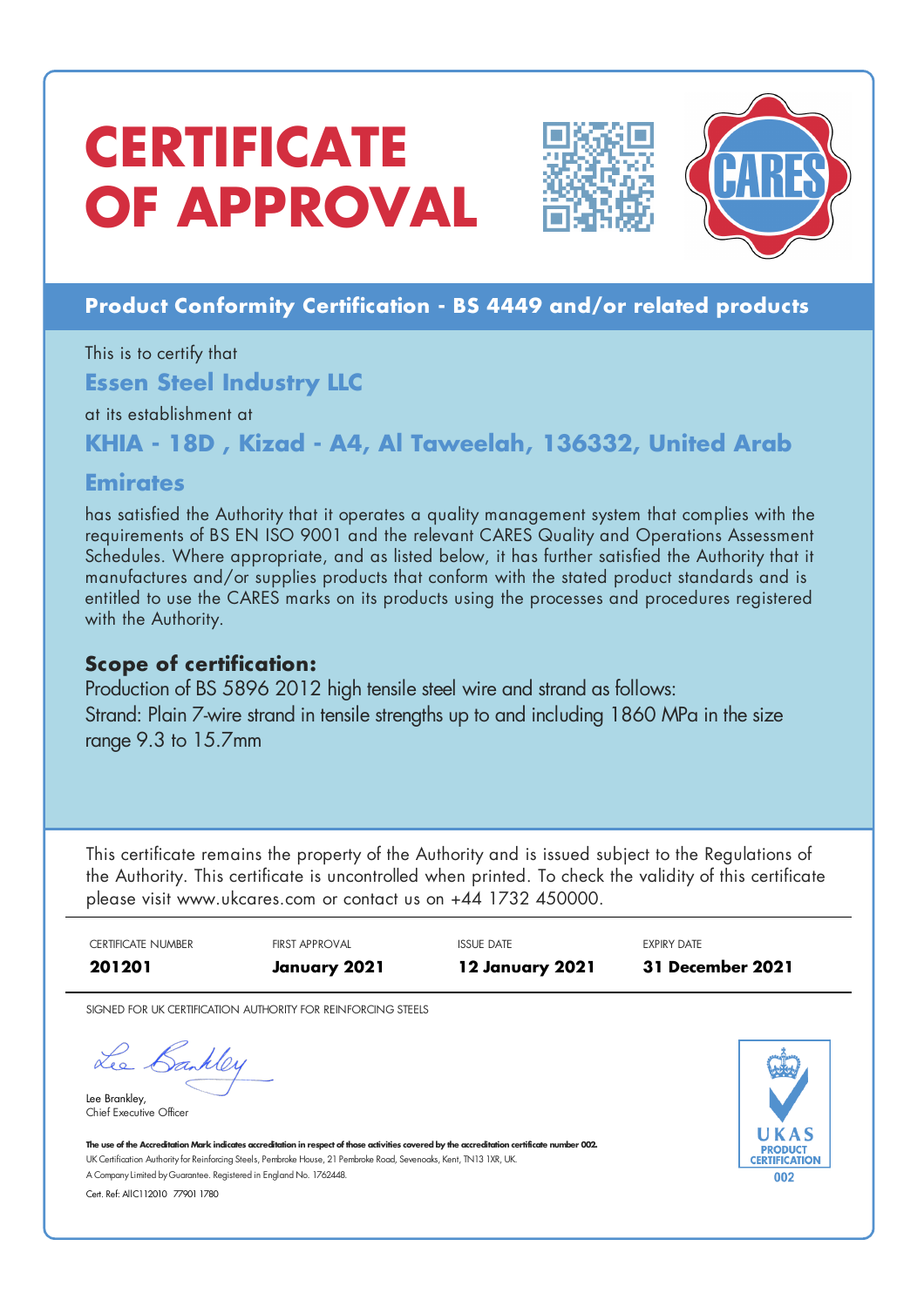# CERTIFICATE OF APPROVAL

**Product Conformity Certification - BS 4449 and/or related products**

This is to certify that

**Essen Steel Industry LLC**

at its establishment at

**KHIA - 18D , Kizad - A4, Al Taweelah, 136332, United Arab Emirates**

has satisfied the Authority that it operates a quality management system that complies with the requirements of BS EN ISO 9001 and the relevant CARES Quality and Operations Assessment Schedules. Where appropriate, and as listed below, it has further satisfied the Authority that it manufactures and/or supplies products that conform with the stated product standards and is entitled to use the CARES marks on its products using the processes and procedures registered with the Authority.

## Scope of certification:

Production of BS 5896 2012 high tensile steel wire and strand as follows:
Strand: Plain 7-wire strand in tensile strengths up to and including 1860 MPa in the size range 9.3 to 15.7mm

This certificate remains the property of the Authority and is issued subject to the Regulations of the Authority. This certificate is uncontrolled when printed. To check the validity of this certificate please visit www.ukcares.com or contact us on +44 1732 450000.

| CERTIFICATE NUMBER | FIRST APPROVAL | ISSUE DATE | EXPIRY DATE |
|---|---|---|---|
| **201201** | **January 2021** | **12 January 2021** | **31 December 2021** |

SIGNED FOR UK CERTIFICATION AUTHORITY FOR REINFORCING STEELS

Lee Brankley,
Chief Executive Officer

**The use of the Accreditation Mark indicates accreditation in respect of those activities covered by the accreditation certificate number 002.**
UK Certification Authority for Reinforcing Steels, Pembroke House, 21 Pembroke Road, Sevenoaks, Kent, TN13 1XR, UK.
A Company Limited by Guarantee. Registered in England No. 1762448.
Cert. Ref: AIIC112010 77901 1780

UKAS PRODUCT CERTIFICATION 002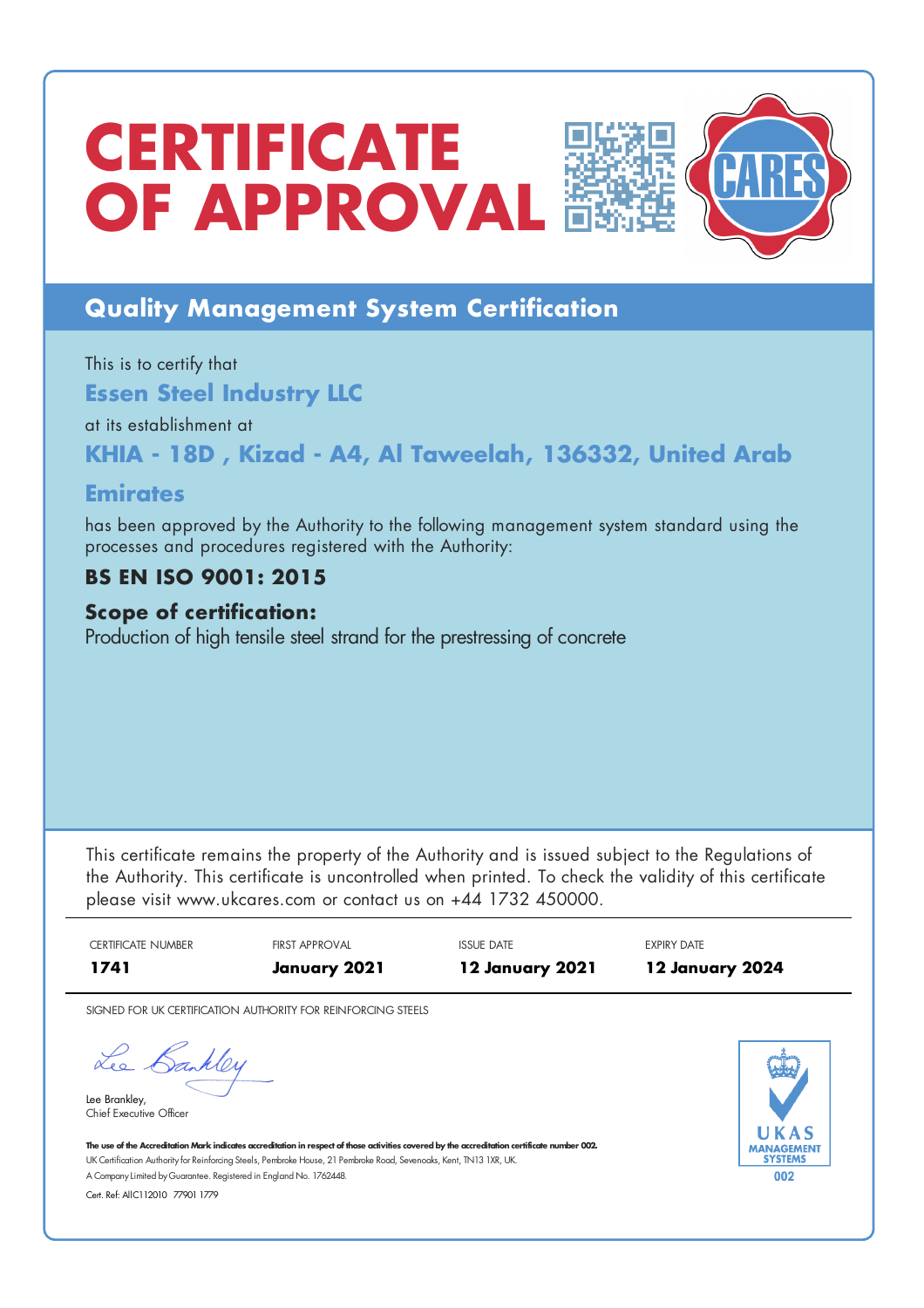# CERTIFICATE OF APPROVAL

CARES

## Quality Management System Certification

This is to certify that

**Essen Steel Industry LLC**

at its establishment at

**KHIA - 18D , Kizad - A4, Al Taweelah, 136332, United Arab Emirates**

has been approved by the Authority to the following management system standard using the processes and procedures registered with the Authority:

**BS EN ISO 9001: 2015**

**Scope of certification:**
Production of high tensile steel strand for the prestressing of concrete

This certificate remains the property of the Authority and is issued subject to the Regulations of the Authority. This certificate is uncontrolled when printed. To check the validity of this certificate please visit www.ukcares.com or contact us on +44 1732 450000.

| CERTIFICATE NUMBER | FIRST APPROVAL | ISSUE DATE | EXPIRY DATE |
|---|---|---|---|
| **1741** | **January 2021** | **12 January 2021** | **12 January 2024** |

SIGNED FOR UK CERTIFICATION AUTHORITY FOR REINFORCING STEELS

Lee Brankley,
Chief Executive Officer

**The use of the Accreditation Mark indicates accreditation in respect of those activities covered by the accreditation certificate number 002.**
UK Certification Authority for Reinforcing Steels, Pembroke House, 21 Pembroke Road, Sevenoaks, Kent, TN13 1XR, UK.
A Company Limited by Guarantee. Registered in England No. 1762448.

Cert. Ref: AIIC112010 77901 1779

UKAS MANAGEMENT SYSTEMS
002